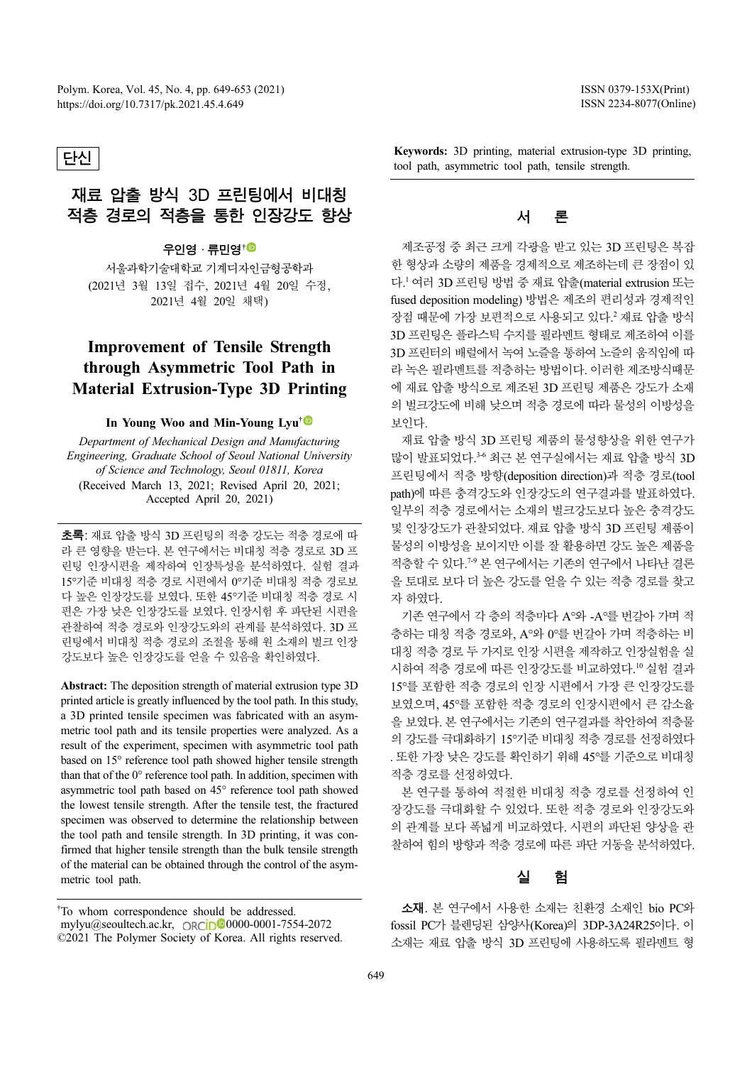단신

# 재료 압출 방식 3D 프린팅에서 비대칭 적층 경로의 적층을 통한 인장강도 향상

**우인영 · 류민영†**

서울과학기술대학교 기계디자인금형공학과
(2021년 3월 13일 접수, 2021년 4월 20일 수정, 2021년 4월 20일 채택)

# Improvement of Tensile Strength through Asymmetric Tool Path in Material Extrusion-Type 3D Printing

**In Young Woo and Min-Young Lyu†**

*Department of Mechanical Design and Manufacturing Engineering, Graduate School of Seoul National University of Science and Technology, Seoul 01811, Korea*
(Received March 13, 2021; Revised April 20, 2021; Accepted April 20, 2021)

**초록**: 재료 압출 방식 3D 프린팅의 적층 강도는 적층 경로에 따라 큰 영향을 받는다. 본 연구에서는 비대칭 적층 경로로 3D 프린팅 인장시편을 제작하여 인장특성을 분석하였다. 실험 결과 15°기준 비대칭 적층 경로 시편에서 0°기준 비대칭 적층 경로보다 높은 인장강도를 보였다. 또한 45°기준 비대칭 적층 경로 시편은 가장 낮은 인장강도를 보였다. 인장시험 후 파단된 시편을 관찰하여 적층 경로와 인장강도와의 관계를 분석하였다. 3D 프린팅에서 비대칭 적층 경로의 조절을 통해 원 소재의 벌크 인장강도보다 높은 인장강도를 얻을 수 있음을 확인하였다.

**Abstract:** The deposition strength of material extrusion type 3D printed article is greatly influenced by the tool path. In this study, a 3D printed tensile specimen was fabricated with an asymmetric tool path and its tensile properties were analyzed. As a result of the experiment, specimen with asymmetric tool path based on 15° reference tool path showed higher tensile strength than that of the 0° reference tool path. In addition, specimen with asymmetric tool path based on 45° reference tool path showed the lowest tensile strength. After the tensile test, the fractured specimen was observed to determine the relationship between the tool path and tensile strength. In 3D printing, it was confirmed that higher tensile strength than the bulk tensile strength of the material can be obtained through the control of the asymmetric tool path.

**Keywords:** 3D printing, material extrusion-type 3D printing, tool path, asymmetric tool path, tensile strength.

†To whom correspondence should be addressed.
mylyu@seoultech.ac.kr, 0000-0001-7554-2072
©2021 The Polymer Society of Korea. All rights reserved.

## 서 론

제조공정 중 최근 크게 각광을 받고 있는 3D 프린팅은 복잡한 형상과 소량의 제품을 경제적으로 제조하는데 큰 장점이 있다.[1] 여러 3D 프린팅 방법 중 재료 압출(material extrusion 또는 fused deposition modeling) 방법은 제조의 편리성과 경제적인 장점 때문에 가장 보편적으로 사용되고 있다.[2] 재료 압출 방식 3D 프린팅은 플라스틱 수지를 필라멘트 형태로 제조하여 이를 3D 프린터의 배럴에서 녹여 노즐을 통하여 노즐의 움직임에 따라 녹은 필라멘트를 적층하는 방법이다. 이러한 제조방식때문에 재료 압출 방식으로 제조된 3D 프린팅 제품은 강도가 소재의 벌크강도에 비해 낮으며 적층 경로에 따라 물성의 이방성을 보인다.

재료 압출 방식 3D 프린팅 제품의 물성향상을 위한 연구가 많이 발표되었다.[3-6] 최근 본 연구실에서는 재료 압출 방식 3D 프린팅에서 적층 방향(deposition direction)과 적층 경로(tool path)에 따른 충격강도와 인장강도의 연구결과를 발표하였다. 일부의 적층 경로에서는 소재의 벌크강도보다 높은 충격강도 및 인장강도가 관찰되었다. 재료 압출 방식 3D 프린팅 제품이 물성의 이방성을 보이지만 이를 잘 활용하면 강도 높은 제품을 적층할 수 있다.[7-9] 본 연구에서는 기존의 연구에서 나타난 결론을 토대로 보다 더 높은 강도를 얻을 수 있는 적층 경로를 찾고자 하였다.

기존 연구에서 각 층의 적층마다 A°와 -A°를 번갈아 가며 적층하는 대칭 적층 경로와, A°와 0°를 번갈아 가며 적층하는 비대칭 적층 경로 두 가지로 인장 시편을 제작하고 인장실험을 실시하여 적층 경로에 따른 인장강도를 비교하였다.[10] 실험 결과 15°를 포함한 적층 경로의 인장 시편에서 가장 큰 인장강도를 보였으며, 45°를 포함한 적층 경로의 인장시편에서 큰 감소율을 보였다. 본 연구에서는 기존의 연구결과를 착안하여 적층물의 강도를 극대화하기 15°기준 비대칭 적층 경로를 선정하였다. 또한 가장 낮은 강도를 확인하기 위해 45°를 기준으로 비대칭 적층 경로를 선정하였다.

본 연구를 통하여 적절한 비대칭 적층 경로를 선정하여 인장강도를 극대화할 수 있었다. 또한 적층 경로와 인장강도와의 관계를 보다 폭넓게 비교하였다. 시편의 파단된 양상을 관찰하여 힘의 방향과 적층 경로에 따른 파단 거동을 분석하였다.

## 실 험

**소재**. 본 연구에서 사용한 소재는 친환경 소재인 bio PC와 fossil PC가 블렌딩된 삼양사(Korea)의 3DP-3A24R25이다. 이 소재는 재료 압출 방식 3D 프린팅에 사용하도록 필라멘트 형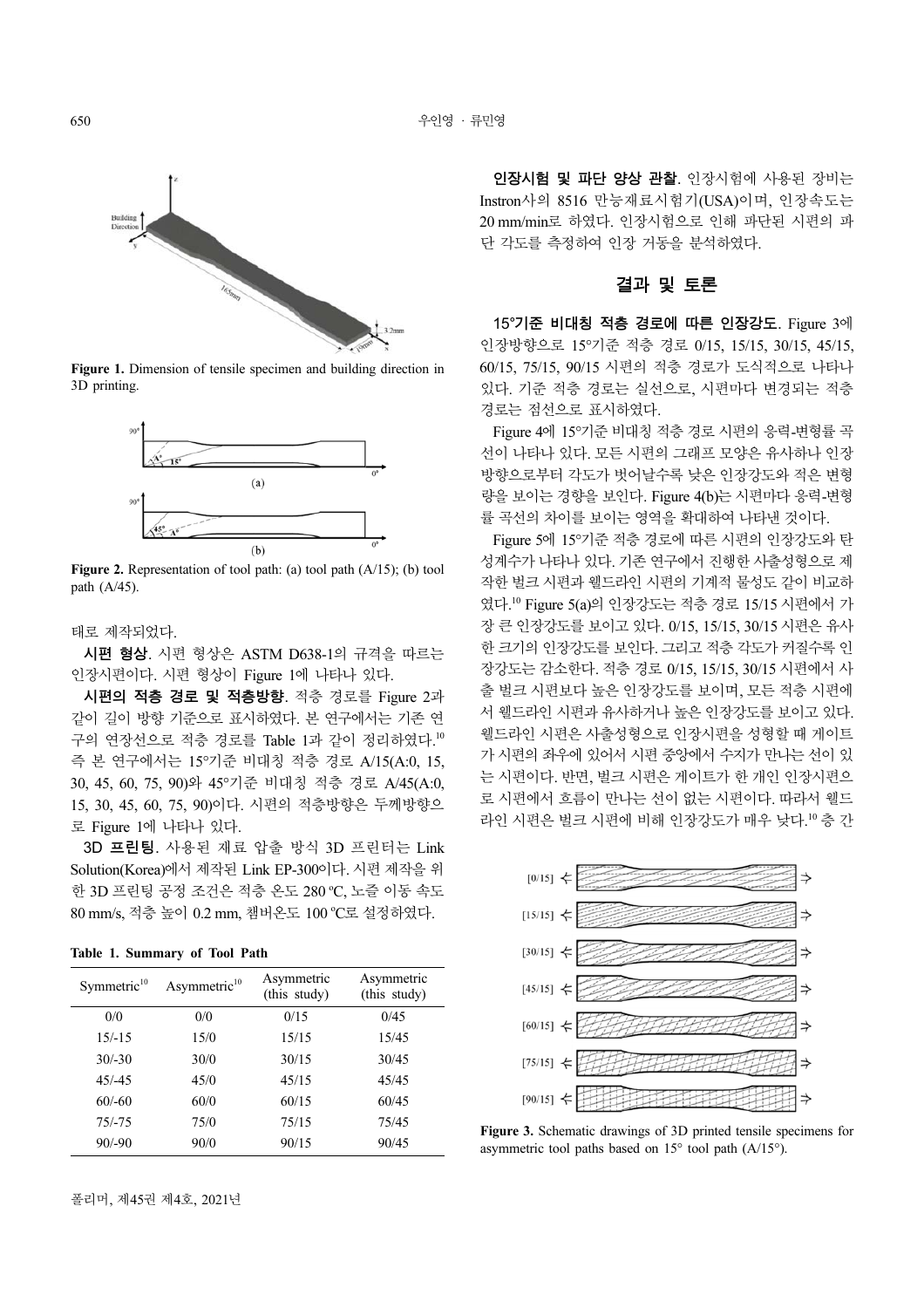Figure 1. Dimension of tensile specimen and building direction in 3D printing.

Figure 2. Representation of tool path: (a) tool path (A/15); (b) tool path (A/45).

태로 제작되었다.

**시편 형상**. 시편 형상은 ASTM D638-1의 규격을 따르는 인장시편이다. 시편 형상이 Figure 1에 나타나 있다.

**시편의 적층 경로 및 적층방향**. 적층 경로를 Figure 2과 같이 길이 방향 기준으로 표시하였다. 본 연구에서는 기존 연구의 연장선으로 적층 경로를 Table 1과 같이 정리하였다.[10] 즉 본 연구에서는 15°기준 비대칭 적층 경로 A/15(A:0, 15, 30, 45, 60, 75, 90)와 45°기준 비대칭 적층 경로 A/45(A:0, 15, 30, 45, 60, 75, 90)이다. 시편의 적층방향은 두께방향으로 Figure 1에 나타나 있다.

**3D 프린팅**. 사용된 재료 압출 방식 3D 프린터는 Link Solution(Korea)에서 제작된 Link EP-300이다. 시편 제작을 위한 3D 프린팅 공정 조건은 적층 온도 280 ℃, 노즐 이동 속도 80 mm/s, 적층 높이 0.2 mm, 챔버온도 100 ℃로 설정하였다.

**Table 1. Summary of Tool Path**

| Symmetric[10] | Asymmetric[10] | Asymmetric (this study) | Asymmetric (this study) |
|---|---|---|---|
| 0/0 | 0/0 | 0/15 | 0/45 |
| 15/-15 | 15/0 | 15/15 | 15/45 |
| 30/-30 | 30/0 | 30/15 | 30/45 |
| 45/-45 | 45/0 | 45/15 | 45/45 |
| 60/-60 | 60/0 | 60/15 | 60/45 |
| 75/-75 | 75/0 | 75/15 | 75/45 |
| 90/-90 | 90/0 | 90/15 | 90/45 |

**인장시험 및 파단 양상 관찰**. 인장시험에 사용된 장비는 Instron사의 8516 만능재료시험기(USA)이며, 인장속도는 20 mm/min로 하였다. 인장시험으로 인해 파단된 시편의 파단 각도를 측정하여 인장 거동을 분석하였다.

## 결과 및 토론

**15°기준 비대칭 적층 경로에 따른 인장강도**. Figure 3에 인장방향으로 15°기준 적층 경로 0/15, 15/15, 30/15, 45/15, 60/15, 75/15, 90/15 시편의 적층 경로가 도식적으로 나타나 있다. 기준 적층 경로는 실선으로, 시편마다 변경되는 적층 경로는 점선으로 표시하였다.

Figure 4에 15°기준 비대칭 적층 경로 시편의 응력-변형률 곡선이 나타나 있다. 모든 시편의 그래프 모양은 유사하나 인장방향으로부터 각도가 벗어날수록 낮은 인장강도와 적은 변형량을 보이는 경향을 보인다. Figure 4(b)는 시편마다 응력-변형률 곡선의 차이를 보이는 영역을 확대하여 나타낸 것이다.

Figure 5에 15°기준 적층 경로에 따른 시편의 인장강도와 탄성계수가 나타나 있다. 기존 연구에서 진행한 사출성형으로 제작한 벌크 시편과 웰드라인 시편의 기계적 물성도 같이 비교하였다.[10] Figure 5(a)의 인장강도는 적층 경로 15/15 시편에서 가장 큰 인장강도를 보이고 있다. 0/15, 15/15, 30/15 시편은 유사한 크기의 인장강도를 보인다. 그리고 적층 각도가 커질수록 인장강도는 감소한다. 적층 경로 0/15, 15/15, 30/15 시편에서 사출 벌크 시편보다 높은 인장강도를 보이며, 모든 적층 시편에서 웰드라인 시편과 유사하거나 높은 인장강도를 보이고 있다. 웰드라인 시편은 사출성형으로 인장시편을 성형할 때 게이트가 시편의 좌우에 있어서 시편 중앙에서 수지가 만나는 선이 있는 시편이다. 반면, 벌크 시편은 게이트가 한 개인 인장시편으로 시편에서 흐름이 만나는 선이 없는 시편이다. 따라서 웰드라인 시편은 벌크 시편에 비해 인장강도가 매우 낮다.[10] 층 간

Figure 3. Schematic drawings of 3D printed tensile specimens for asymmetric tool paths based on 15° tool path (A/15°).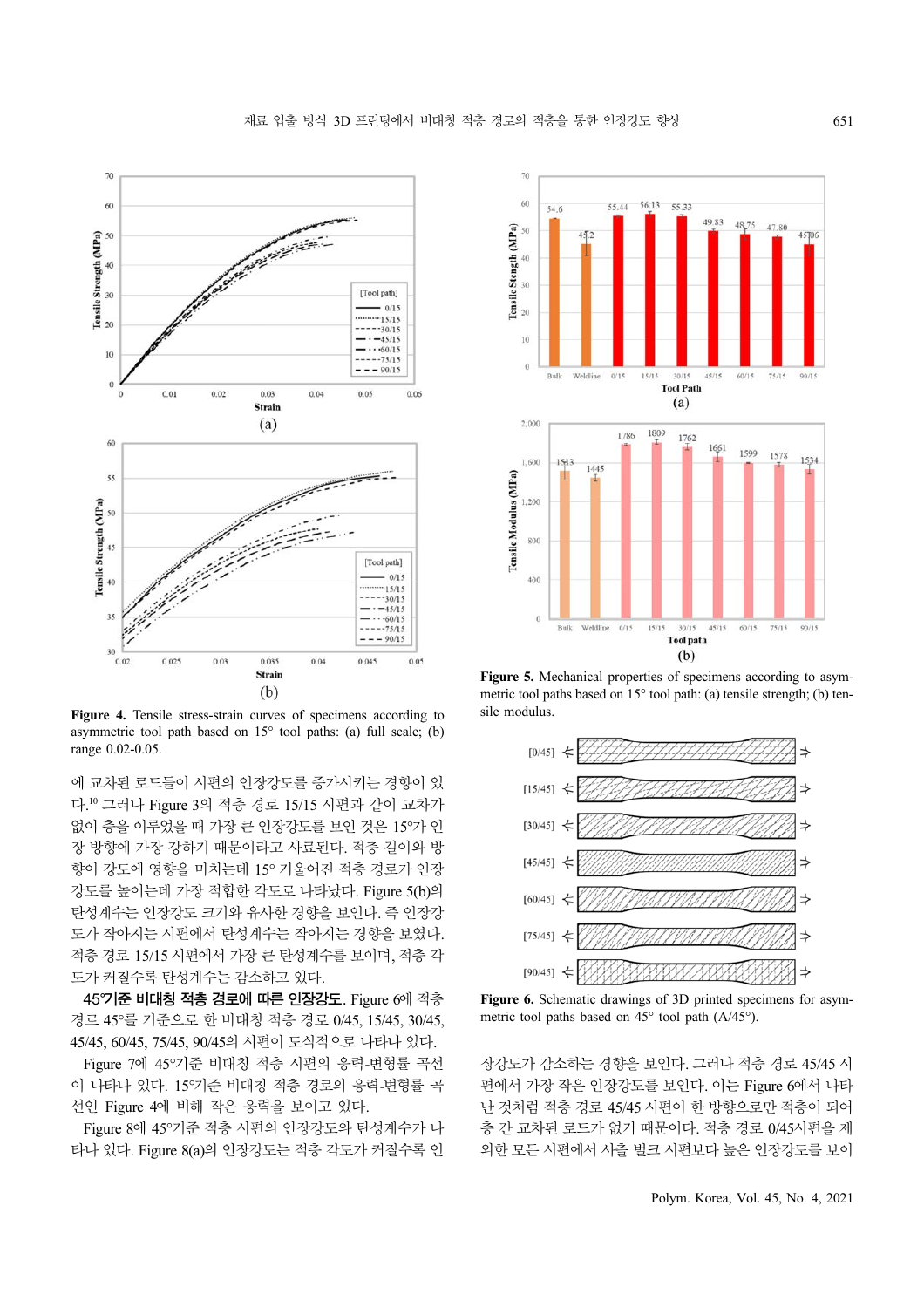Figure 4. Tensile stress-strain curves of specimens according to asymmetric tool path based on 15° tool paths: (a) full scale; (b) range 0.02-0.05.

에 교차된 로드들이 시편의 인장강도를 증가시키는 경향이 있다.[10] 그러나 Figure 3의 적층 경로 15/15 시편과 같이 교차가 없이 층을 이루었을 때 가장 큰 인장강도를 보인 것은 15°가 인장 방향에 가장 강하기 때문이라고 사료된다. 적층 길이와 방향이 강도에 영향을 미치는데 15° 기울어진 적층 경로가 인장강도를 높이는데 가장 적합한 각도로 나타났다. Figure 5(b)의 탄성계수는 인장강도 크기와 유사한 경향을 보인다. 즉 인장강도가 작아지는 시편에서 탄성계수는 작아지는 경향을 보였다. 적층 경로 15/15 시편에서 가장 큰 탄성계수를 보이며, 적층 각도가 커질수록 탄성계수는 감소하고 있다.

**45°기준 비대칭 적층 경로에 따른 인장강도.** Figure 6에 적층 경로 45°를 기준으로 한 비대칭 적층 경로 0/45, 15/45, 30/45, 45/45, 60/45, 75/45, 90/45의 시편이 도식적으로 나타나 있다.

Figure 7에 45°기준 비대칭 적층 시편의 응력-변형률 곡선이 나타나 있다. 15°기준 비대칭 적층 경로의 응력-변형률 곡선인 Figure 4에 비해 작은 응력을 보이고 있다.

Figure 8에 45°기준 적층 시편의 인장강도와 탄성계수가 나타나 있다. Figure 8(a)의 인장강도는 적층 각도가 커질수록 인

Figure 5. Mechanical properties of specimens according to asymmetric tool paths based on 15° tool path: (a) tensile strength; (b) tensile modulus.

Figure 6. Schematic drawings of 3D printed specimens for asymmetric tool paths based on 45° tool path (A/45°).

장강도가 감소하는 경향을 보인다. 그러나 적층 경로 45/45 시편에서 가장 작은 인장강도를 보인다. 이는 Figure 6에서 나타난 것처럼 적층 경로 45/45 시편이 한 방향으로만 적층이 되어 층 간 교차된 로드가 없기 때문이다. 적층 경로 0/45시편을 제외한 모든 시편에서 사출 벌크 시편보다 높은 인장강도를 보이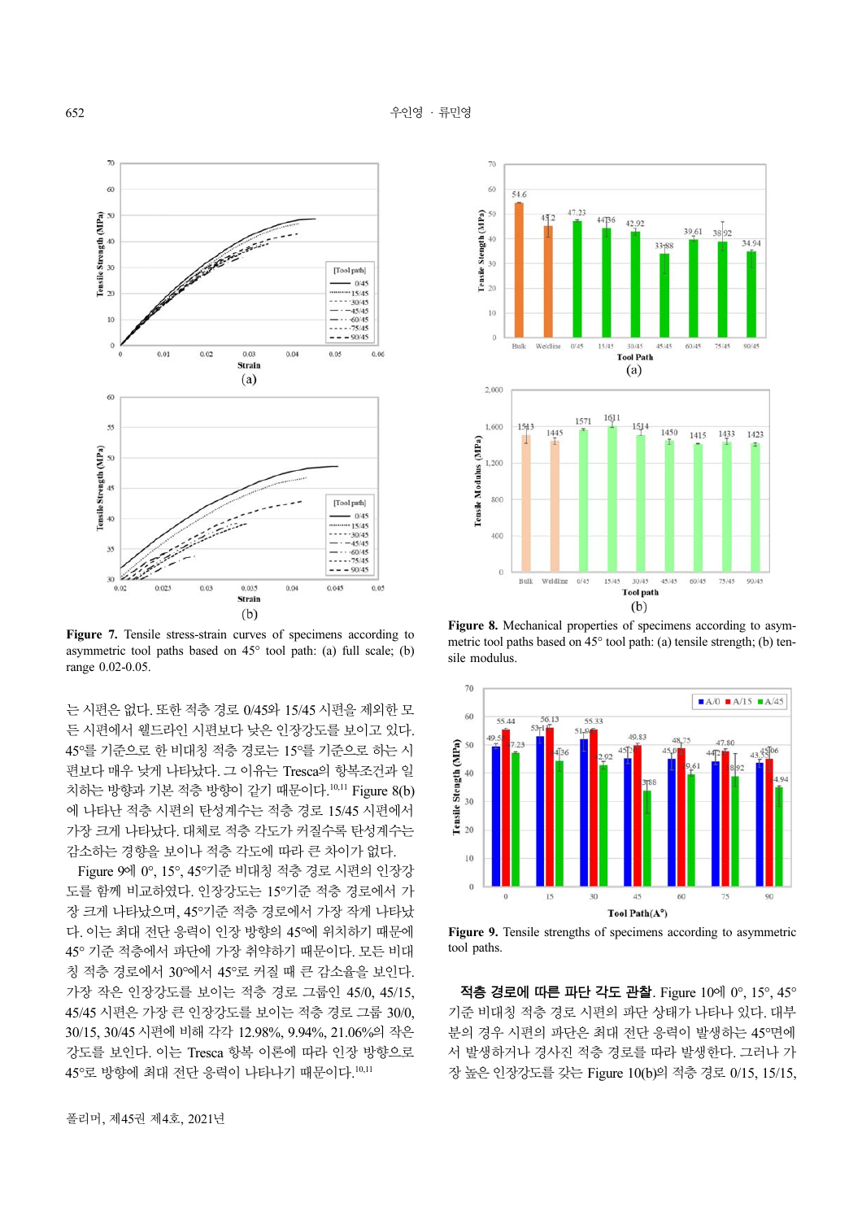Figure 7. Tensile stress-strain curves of specimens according to asymmetric tool paths based on 45° tool path: (a) full scale; (b) range 0.02-0.05.

Figure 8. Mechanical properties of specimens according to asymmetric tool paths based on 45° tool path: (a) tensile strength; (b) tensile modulus.

Figure 9. Tensile strengths of specimens according to asymmetric tool paths.

는 시편은 없다. 또한 적층 경로 0/45와 15/45 시편을 제외한 모든 시편에서 웰드라인 시편보다 낮은 인장강도를 보이고 있다. 45°를 기준으로 한 비대칭 적층 경로는 15°를 기준으로 하는 시편보다 매우 낮게 나타났다. 그 이유는 Tresca의 항복조건과 일치하는 방향과 기본 적층 방향이 같기 때문이다.[10,11] Figure 8(b)에 나타낸 적층 시편의 탄성계수는 적층 경로 15/45 시편에서 가장 크게 나타났다. 대체로 적층 각도가 커질수록 탄성계수는 감소하는 경향을 보이나 적층 각도에 따라 큰 차이가 없다.

Figure 9에 0°, 15°, 45°기준 비대칭 적층 경로 시편의 인장강도를 함께 비교하였다. 인장강도는 15°기준 적층 경로에서 가장 크게 나타났으며, 45°기준 적층 경로에서 가장 작게 나타났다. 이는 최대 전단 응력이 인장 방향의 45°에 위치하기 때문에 45° 기준 적층에서 파단에 가장 취약하기 때문이다. 모든 비대칭 적층 경로에서 30°에서 45°로 커질 때 큰 감소율을 보인다. 가장 작은 인장강도를 보이는 적층 경로 그룹인 45/0, 45/15, 45/45 시편은 가장 큰 인장강도를 보이는 적층 경로 그룹 30/0, 30/15, 30/45 시편에 비해 각각 12.98%, 9.94%, 21.06%의 작은 강도를 보인다. 이는 Tresca 항복 이론에 따라 인장 방향으로 45°로 방향에 최대 전단 응력이 나타나기 때문이다.[10,11]

**적층 경로에 따른 파단 각도 관찰.** Figure 10에 0°, 15°, 45° 기준 비대칭 적층 경로 시편의 파단 상태가 나타나 있다. 대부분의 경우 시편의 파단은 최대 전단 응력이 발생하는 45°면에서 발생하거나 경사진 적층 경로를 따라 발생한다. 그러나 가장 높은 인장강도를 갖는 Figure 10(b)의 적층 경로 0/15, 15/15,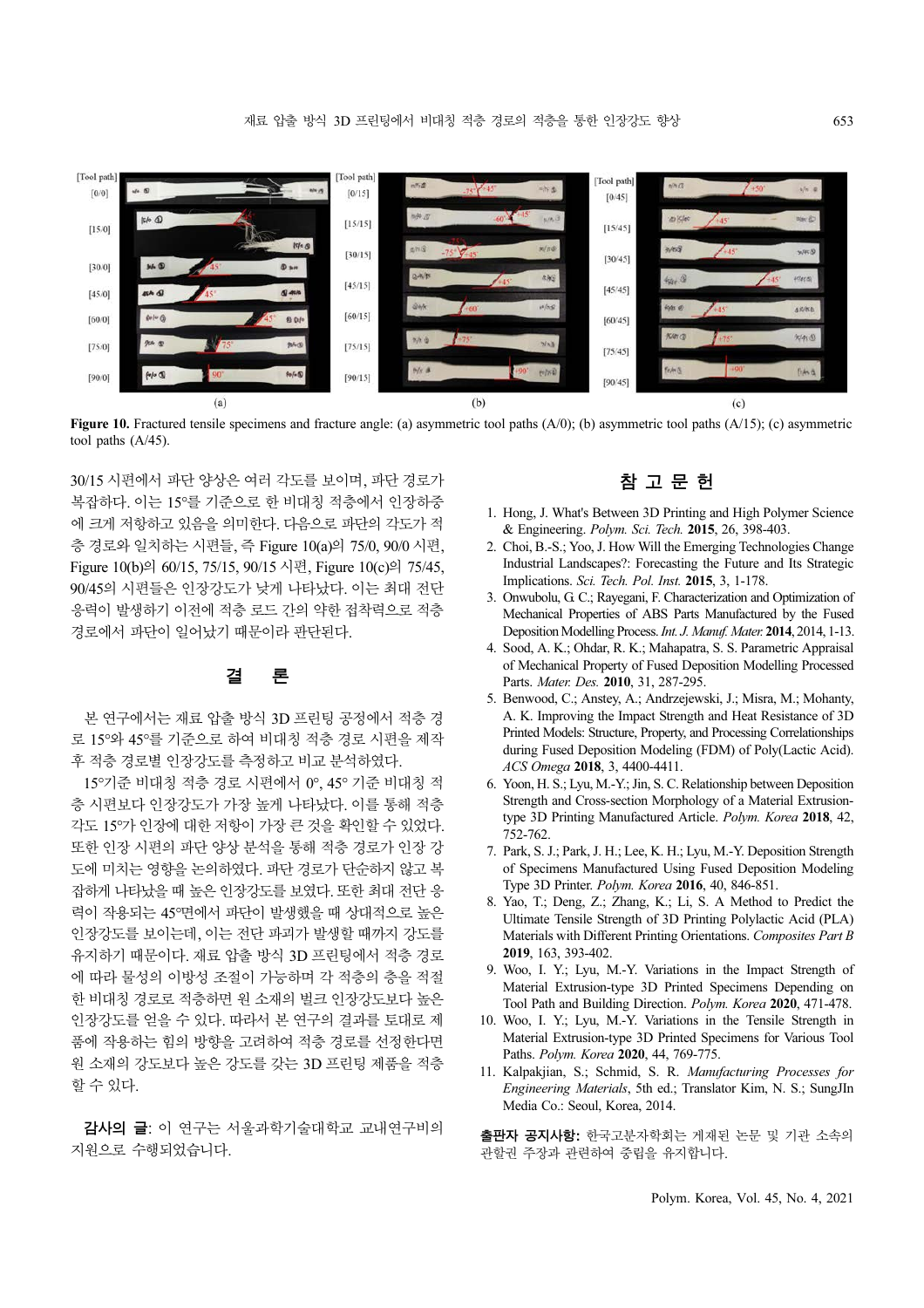Figure 10. Fractured tensile specimens and fracture angle: (a) asymmetric tool paths (A/0); (b) asymmetric tool paths (A/15); (c) asymmetric tool paths (A/45).

30/15 시편에서 파단 양상은 여러 각도를 보이며, 파단 경로가 복잡하다. 이는 15°를 기준으로 한 비대칭 적층에서 인장하중에 크게 저항하고 있음을 의미한다. 다음으로 파단의 각도가 적층 경로와 일치하는 시편들, 즉 Figure 10(a)의 75/0, 90/0 시편, Figure 10(b)의 60/15, 75/15, 90/15 시편, Figure 10(c)의 75/45, 90/45의 시편들은 인장강도가 낮게 나타났다. 이는 최대 전단 응력이 발생하기 이전에 적층 로드 간의 약한 접착력으로 적층 경로에서 파단이 일어났기 때문이라 판단된다.

## 결 론

본 연구에서는 재료 압출 방식 3D 프린팅 공정에서 적층 경로 15°와 45°를 기준으로 하여 비대칭 적층 경로 시편을 제작 후 적층 경로별 인장강도를 측정하고 비교 분석하였다.

15°기준 비대칭 적층 경로 시편에서 0°, 45° 기준 비대칭 적층 시편보다 인장강도가 가장 높게 나타났다. 이를 통해 적층 각도 15°가 인장에 대한 저항이 가장 큰 것을 확인할 수 있었다. 또한 인장 시편의 파단 양상 분석을 통해 적층 경로가 인장 강도에 미치는 영향을 논의하였다. 파단 경로가 단순하지 않고 복잡하게 나타났을 때 높은 인장강도를 보였다. 또한 최대 전단 응력이 작용되는 45°면에서 파단이 발생했을 때 상대적으로 높은 인장강도를 보이는데, 이는 전단 파괴가 발생할 때까지 강도를 유지하기 때문이다. 재료 압출 방식 3D 프린팅에서 적층 경로에 따라 물성의 이방성 조절이 가능하며 각 적층의 층을 적절한 비대칭 경로로 적층하면 원 소재의 벌크 인장강도보다 높은 인장강도를 얻을 수 있다. 따라서 본 연구의 결과를 토대로 제품에 작용하는 힘의 방향을 고려하여 적층 경로를 선정한다면 원 소재의 강도보다 높은 강도를 갖는 3D 프린팅 제품을 적층할 수 있다.

**감사의 글**: 이 연구는 서울과학기술대학교 교내연구비의 지원으로 수행되었습니다.

## 참 고 문 헌

1. Hong, J. What's Between 3D Printing and High Polymer Science & Engineering. *Polym. Sci. Tech.* **2015**, 26, 398-403.
2. Choi, B.-S.; Yoo, J. How Will the Emerging Technologies Change Industrial Landscapes?: Forecasting the Future and Its Strategic Implications. *Sci. Tech. Pol. Inst.* **2015**, 3, 1-178.
3. Onwubolu, G. C.; Rayegani, F. Characterization and Optimization of Mechanical Properties of ABS Parts Manufactured by the Fused Deposition Modelling Process. *Int. J. Manuf. Mater.* **2014**, 2014, 1-13.
4. Sood, A. K.; Ohdar, R. K.; Mahapatra, S. S. Parametric Appraisal of Mechanical Property of Fused Deposition Modelling Processed Parts. *Mater. Des.* **2010**, 31, 287-295.
5. Benwood, C.; Anstey, A.; Andrzejewski, J.; Misra, M.; Mohanty, A. K. Improving the Impact Strength and Heat Resistance of 3D Printed Models: Structure, Property, and Processing Correlationships during Fused Deposition Modeling (FDM) of Poly(Lactic Acid). *ACS Omega* **2018**, 3, 4400-4411.
6. Yoon, H. S.; Lyu, M.-Y.; Jin, S. C. Relationship between Deposition Strength and Cross-section Morphology of a Material Extrusion-type 3D Printing Manufactured Article. *Polym. Korea* **2018**, 42, 752-762.
7. Park, S. J.; Park, J. H.; Lee, K. H.; Lyu, M.-Y. Deposition Strength of Specimens Manufactured Using Fused Deposition Modeling Type 3D Printer. *Polym. Korea* **2016**, 40, 846-851.
8. Yao, T.; Deng, Z.; Zhang, K.; Li, S. A Method to Predict the Ultimate Tensile Strength of 3D Printing Polylactic Acid (PLA) Materials with Different Printing Orientations. *Composites Part B* **2019**, 163, 393-402.
9. Woo, I. Y.; Lyu, M.-Y. Variations in the Impact Strength of Material Extrusion-type 3D Printed Specimens Depending on Tool Path and Building Direction. *Polym. Korea* **2020**, 471-478.
10. Woo, I. Y.; Lyu, M.-Y. Variations in the Tensile Strength in Material Extrusion-type 3D Printed Specimens for Various Tool Paths. *Polym. Korea* **2020**, 44, 769-775.
11. Kalpakjian, S.; Schmid, S. R. *Manufacturing Processes for Engineering Materials*, 5th ed.; Translator Kim, N. S.; SungJIn Media Co.: Seoul, Korea, 2014.

**출판자 공지사항:** 한국고분자학회는 게재된 논문 및 기관 소속의 관할권 주장과 관련하여 중립을 유지합니다.